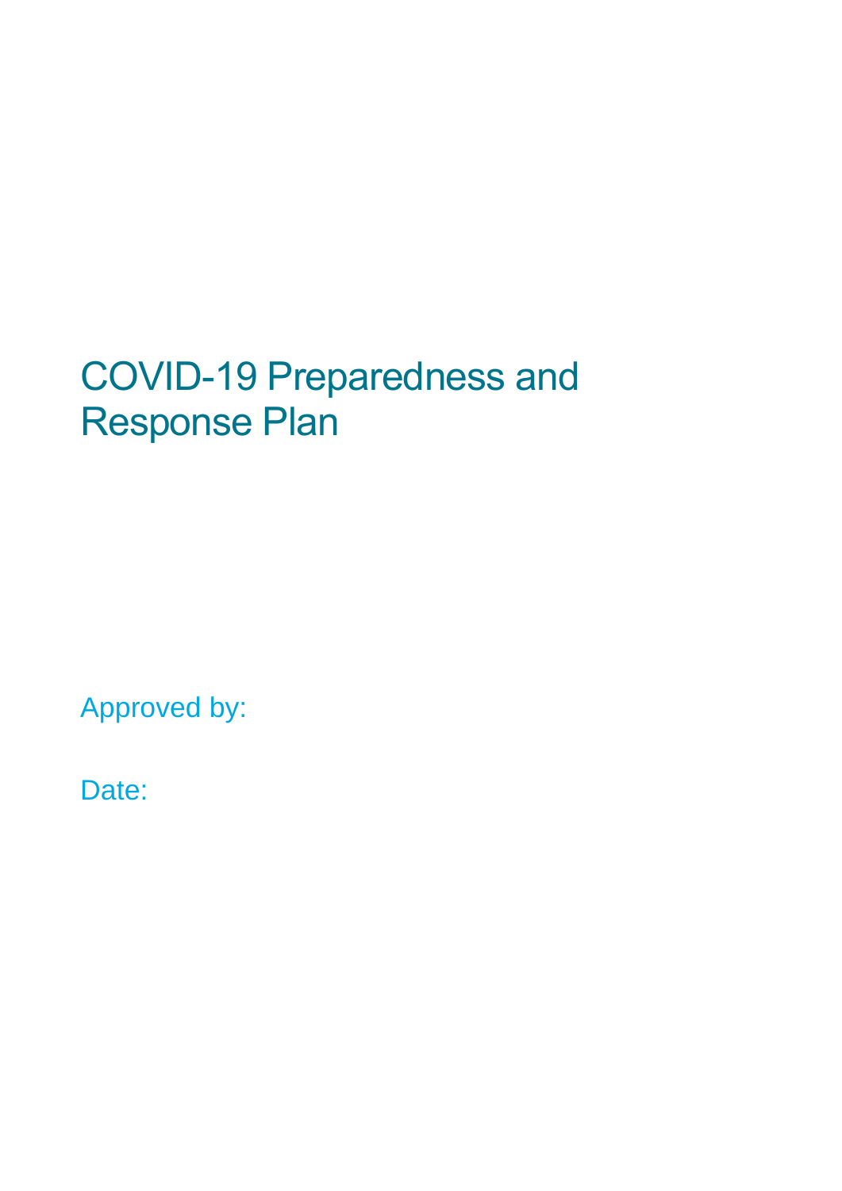# COVID-19 Preparedness and Response Plan

Approved by:

Date: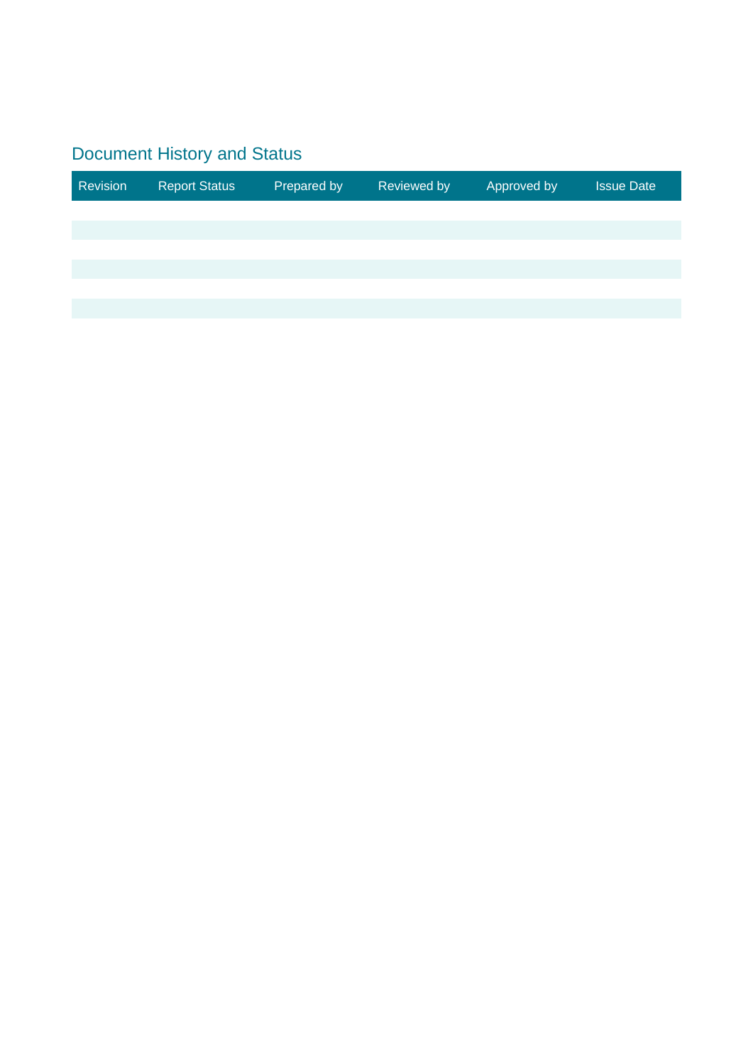## Document History and Status

| Revision | Report Status | Prepared by | Reviewed by | Approved by | Issue Date |
|---|---|---|---|---|---|
| | | | | | |
| | | | | | |
| | | | | | |
| | | | | | |
| | | | | | |
| | | | | | |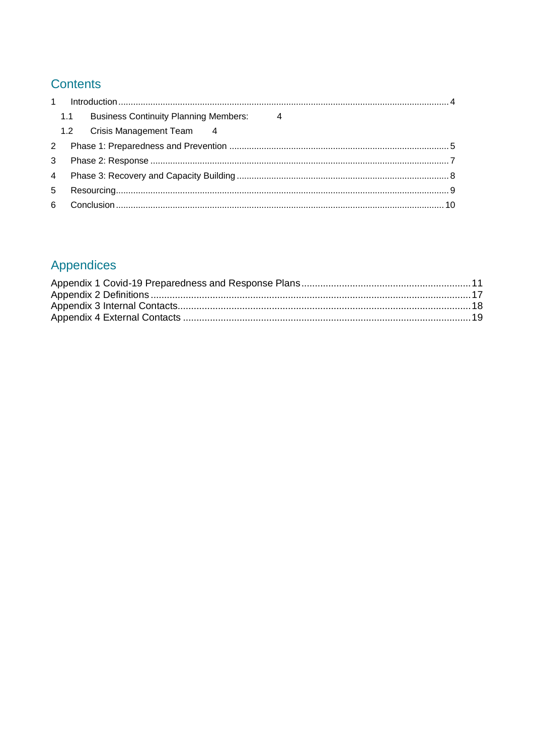## Contents

1 Introduction ..... 4
- 1.1 Business Continuity Planning Members: 4
- 1.2 Crisis Management Team 4

2 Phase 1: Preparedness and Prevention ..... 5

3 Phase 2: Response ..... 7

4 Phase 3: Recovery and Capacity Building ..... 8

5 Resourcing ..... 9

6 Conclusion ..... 10

## Appendices

Appendix 1 Covid-19 Preparedness and Response Plans ..... 11
Appendix 2 Definitions ..... 17
Appendix 3 Internal Contacts ..... 18
Appendix 4 External Contacts ..... 19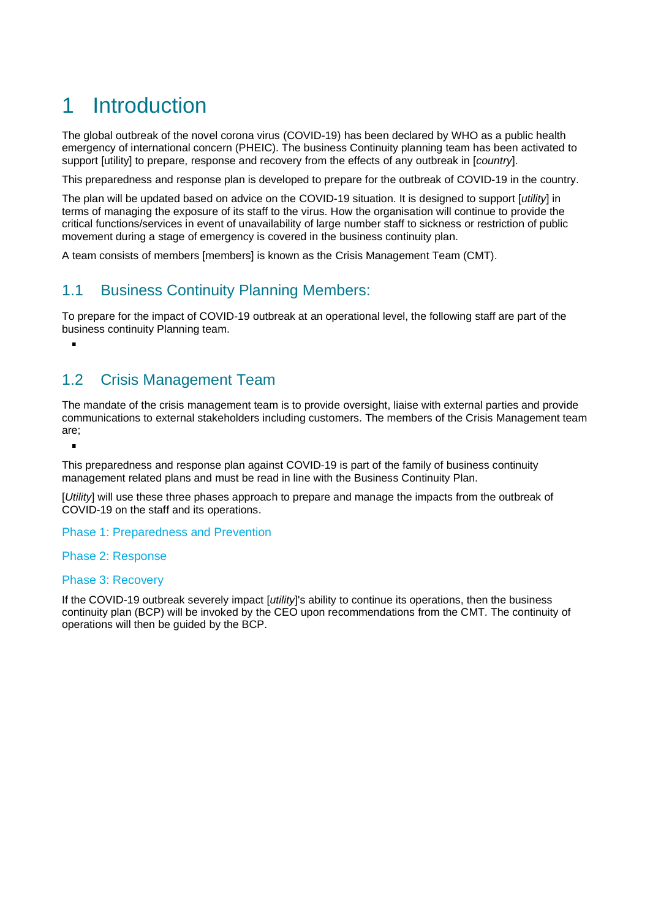# 1 Introduction

The global outbreak of the novel corona virus (COVID-19) has been declared by WHO as a public health emergency of international concern (PHEIC). The business Continuity planning team has been activated to support [utility] to prepare, response and recovery from the effects of any outbreak in [*country*].

This preparedness and response plan is developed to prepare for the outbreak of COVID-19 in the country.

The plan will be updated based on advice on the COVID-19 situation. It is designed to support [*utility*] in terms of managing the exposure of its staff to the virus. How the organisation will continue to provide the critical functions/services in event of unavailability of large number staff to sickness or restriction of public movement during a stage of emergency is covered in the business continuity plan.

A team consists of members [members] is known as the Crisis Management Team (CMT).

## 1.1 Business Continuity Planning Members:

To prepare for the impact of COVID-19 outbreak at an operational level, the following staff are part of the business continuity Planning team.

- 

## 1.2 Crisis Management Team

The mandate of the crisis management team is to provide oversight, liaise with external parties and provide communications to external stakeholders including customers. The members of the Crisis Management team are;

- 

This preparedness and response plan against COVID-19 is part of the family of business continuity management related plans and must be read in line with the Business Continuity Plan.

[*Utility*] will use these three phases approach to prepare and manage the impacts from the outbreak of COVID-19 on the staff and its operations.

Phase 1: Preparedness and Prevention

Phase 2: Response

Phase 3: Recovery

If the COVID-19 outbreak severely impact [*utility*]'s ability to continue its operations, then the business continuity plan (BCP) will be invoked by the CEO upon recommendations from the CMT. The continuity of operations will then be guided by the BCP.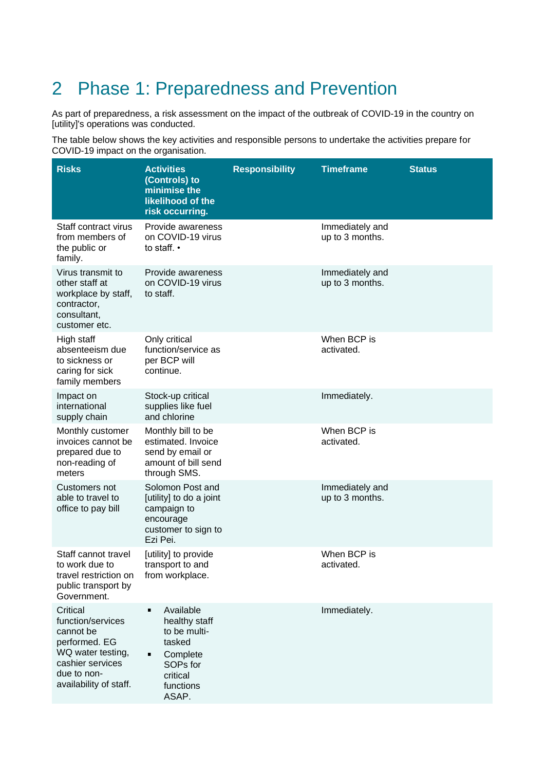# 2 Phase 1: Preparedness and Prevention

As part of preparedness, a risk assessment on the impact of the outbreak of COVID-19 in the country on [utility]'s operations was conducted.

The table below shows the key activities and responsible persons to undertake the activities prepare for COVID-19 impact on the organisation.

| Risks | Activities (Controls) to minimise the likelihood of the risk occurring. | Responsibility | Timeframe | Status |
|---|---|---|---|---|
| Staff contract virus from members of the public or family. | Provide awareness on COVID-19 virus to staff. • | | Immediately and up to 3 months. | |
| Virus transmit to other staff at workplace by staff, contractor, consultant, customer etc. | Provide awareness on COVID-19 virus to staff. | | Immediately and up to 3 months. | |
| High staff absenteeism due to sickness or caring for sick family members | Only critical function/service as per BCP will continue. | | When BCP is activated. | |
| Impact on international supply chain | Stock-up critical supplies like fuel and chlorine | | Immediately. | |
| Monthly customer invoices cannot be prepared due to non-reading of meters | Monthly bill to be estimated. Invoice send by email or amount of bill send through SMS. | | When BCP is activated. | |
| Customers not able to travel to office to pay bill | Solomon Post and [utility] to do a joint campaign to encourage customer to sign to Ezi Pei. | | Immediately and up to 3 months. | |
| Staff cannot travel to work due to travel restriction on public transport by Government. | [utility] to provide transport to and from workplace. | | When BCP is activated. | |
| Critical function/services cannot be performed. EG WQ water testing, cashier services due to non-availability of staff. | ▪ Available healthy staff to be multi-tasked<br>▪ Complete SOPs for critical functions ASAP. | | Immediately. | |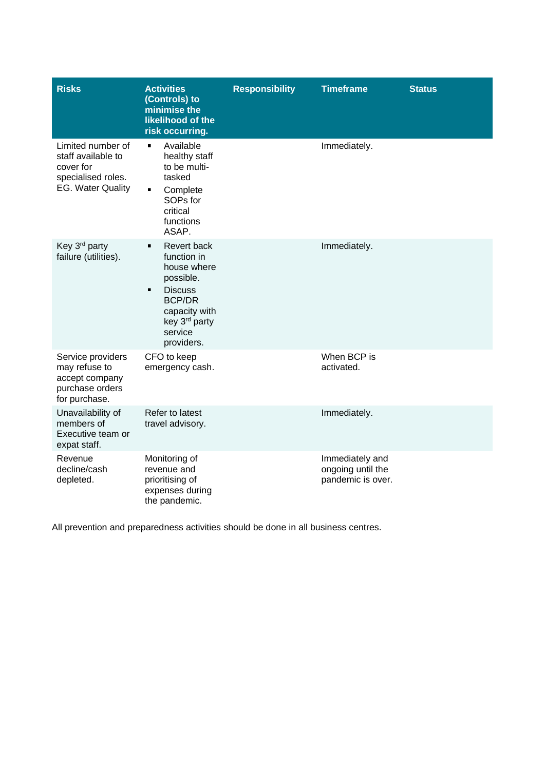| Risks | Activities (Controls) to minimise the likelihood of the risk occurring. | Responsibility | Timeframe | Status |
| --- | --- | --- | --- | --- |
| Limited number of staff available to cover for specialised roles. EG. Water Quality | ▪ Available healthy staff to be multi-tasked<br>▪ Complete SOPs for critical functions ASAP. | | Immediately. | |
| Key 3rd party failure (utilities). | ▪ Revert back function in house where possible.<br>▪ Discuss BCP/DR capacity with key 3rd party service providers. | | Immediately. | |
| Service providers may refuse to accept company purchase orders for purchase. | CFO to keep emergency cash. | | When BCP is activated. | |
| Unavailability of members of Executive team or expat staff. | Refer to latest travel advisory. | | Immediately. | |
| Revenue decline/cash depleted. | Monitoring of revenue and prioritising of expenses during the pandemic. | | Immediately and ongoing until the pandemic is over. | |

All prevention and preparedness activities should be done in all business centres.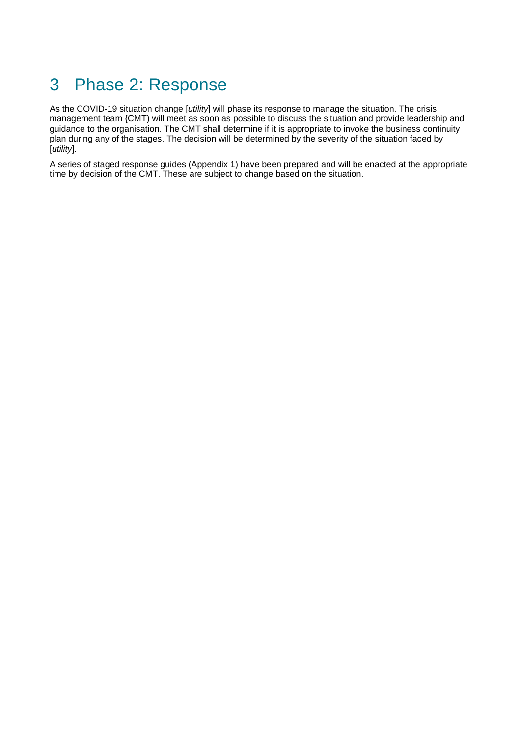# 3 Phase 2: Response

As the COVID-19 situation change [*utility*] will phase its response to manage the situation. The crisis management team {CMT) will meet as soon as possible to discuss the situation and provide leadership and guidance to the organisation. The CMT shall determine if it is appropriate to invoke the business continuity plan during any of the stages. The decision will be determined by the severity of the situation faced by [*utility*].

A series of staged response guides (Appendix 1) have been prepared and will be enacted at the appropriate time by decision of the CMT. These are subject to change based on the situation.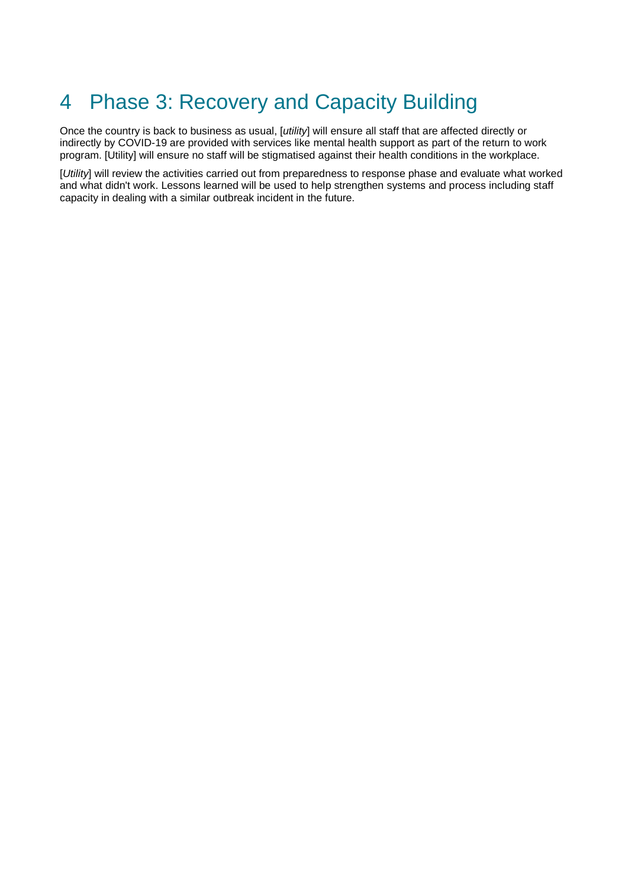# 4 Phase 3: Recovery and Capacity Building

Once the country is back to business as usual, [*utility*] will ensure all staff that are affected directly or indirectly by COVID-19 are provided with services like mental health support as part of the return to work program. [Utility] will ensure no staff will be stigmatised against their health conditions in the workplace.

[*Utility*] will review the activities carried out from preparedness to response phase and evaluate what worked and what didn't work. Lessons learned will be used to help strengthen systems and process including staff capacity in dealing with a similar outbreak incident in the future.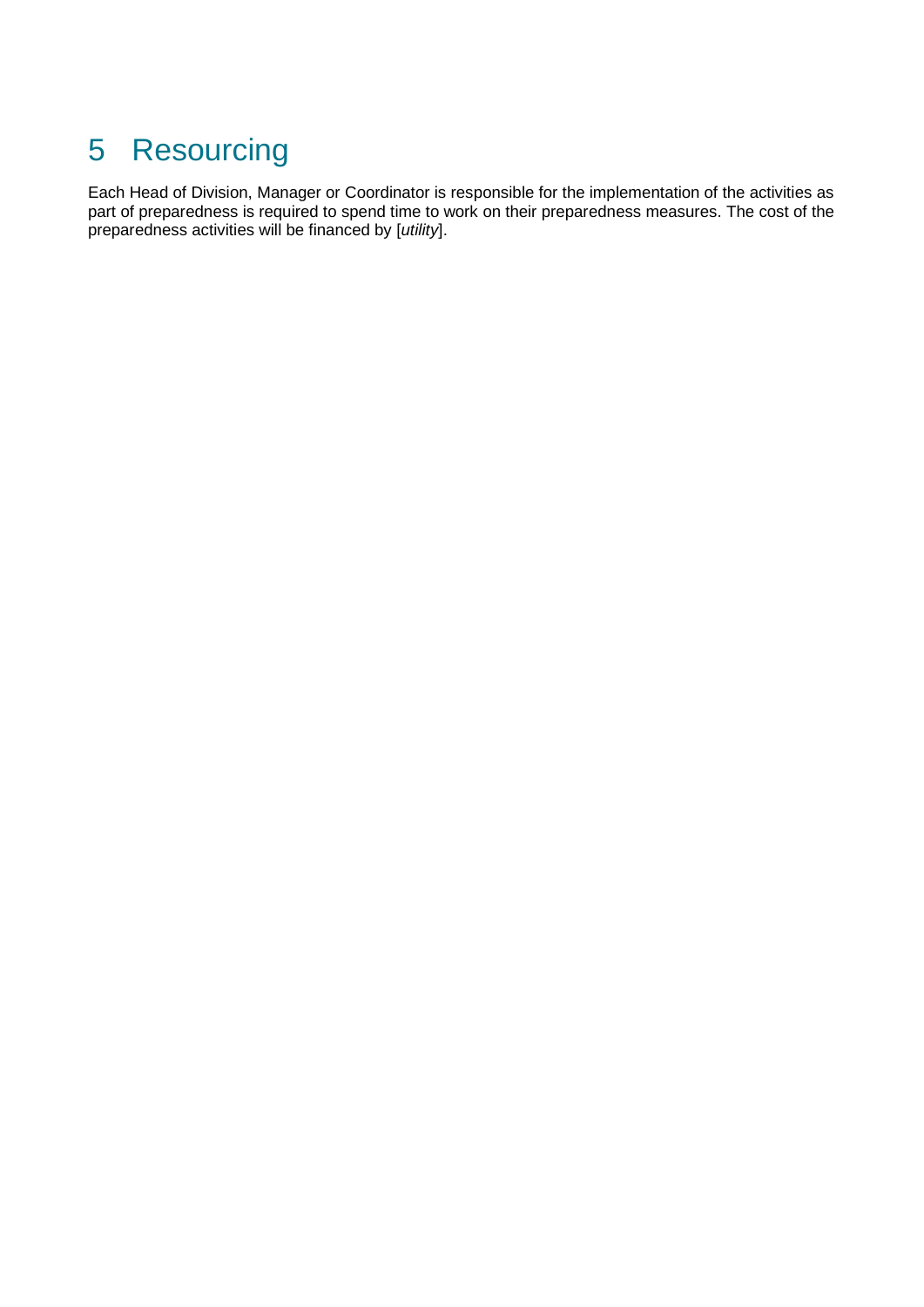# 5 Resourcing

Each Head of Division, Manager or Coordinator is responsible for the implementation of the activities as part of preparedness is required to spend time to work on their preparedness measures. The cost of the preparedness activities will be financed by [*utility*].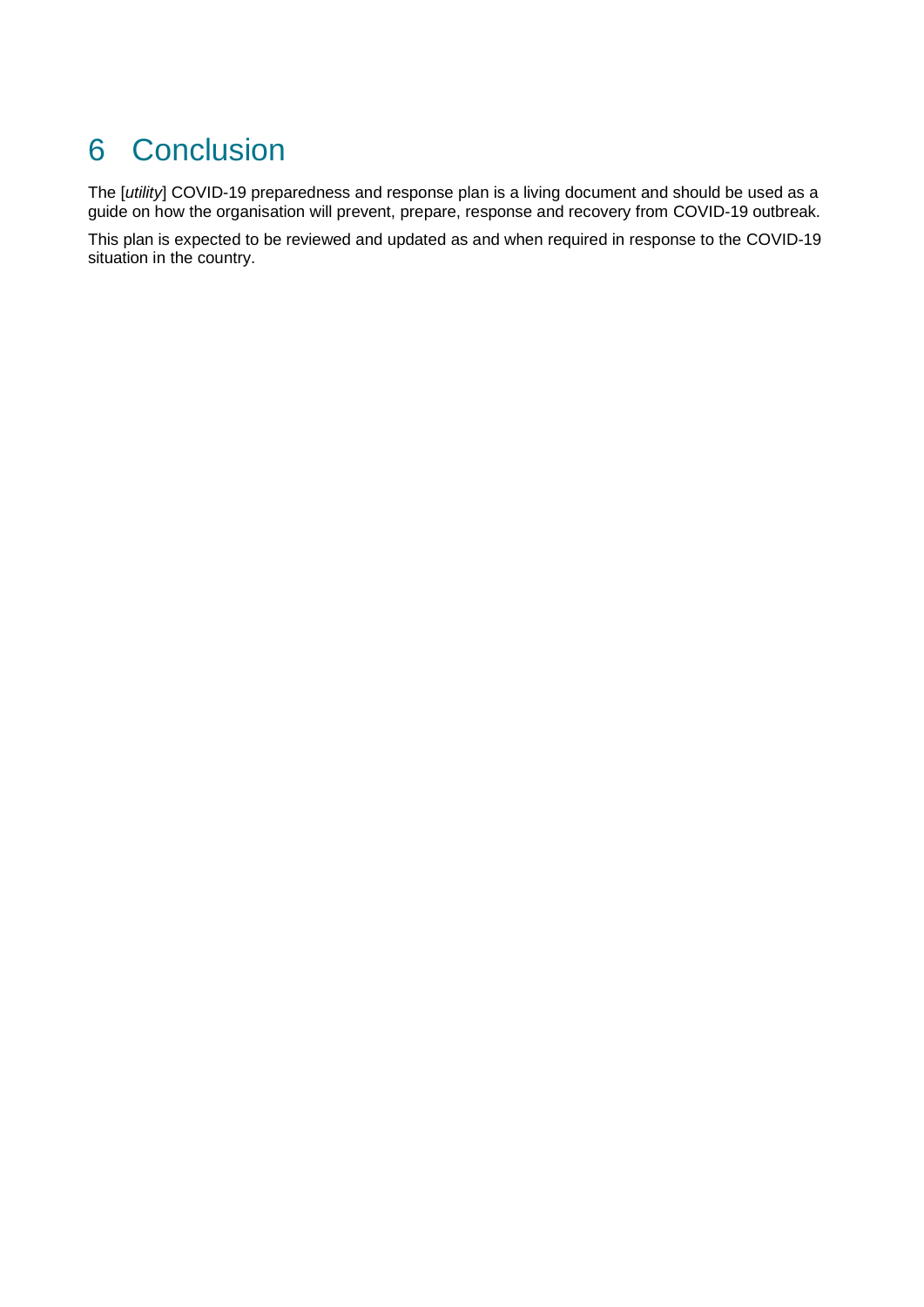# 6 Conclusion

The [*utility*] COVID-19 preparedness and response plan is a living document and should be used as a guide on how the organisation will prevent, prepare, response and recovery from COVID-19 outbreak.

This plan is expected to be reviewed and updated as and when required in response to the COVID-19 situation in the country.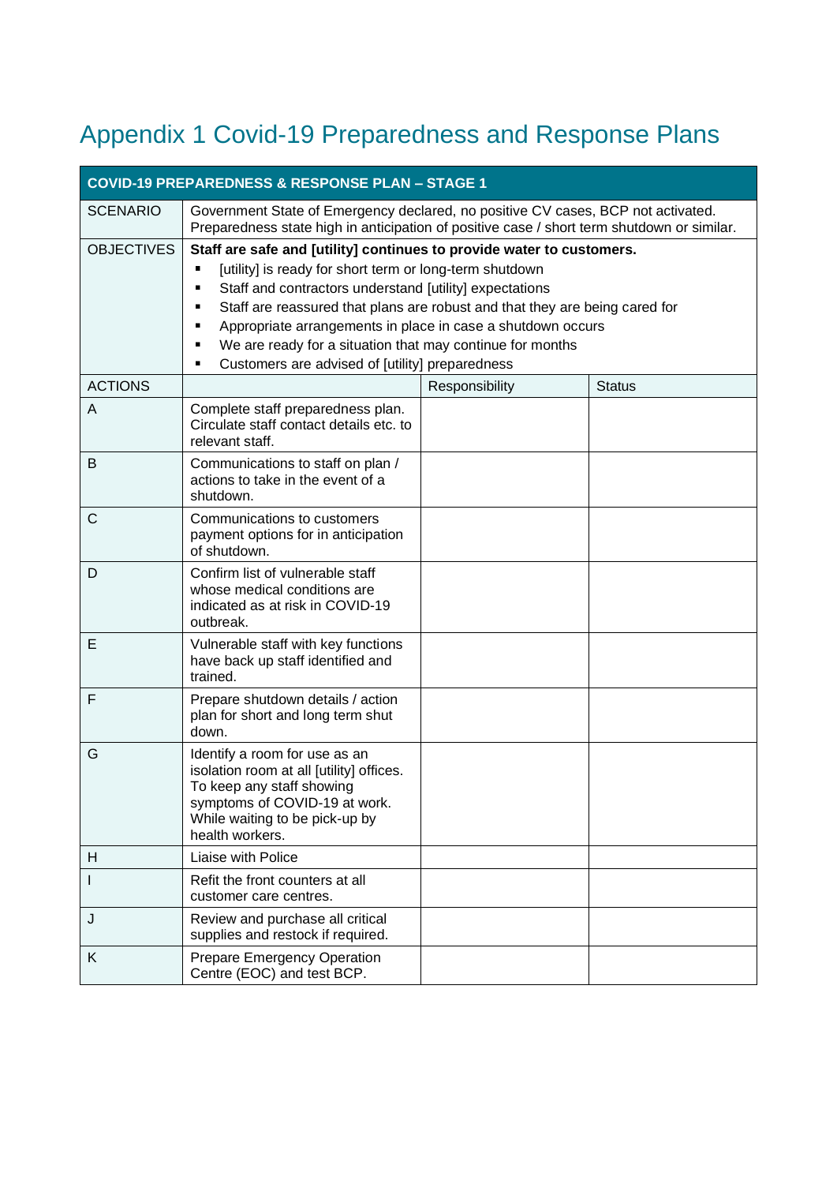# Appendix 1 Covid-19 Preparedness and Response Plans

| COVID-19 PREPAREDNESS & RESPONSE PLAN – STAGE 1 | | | |
|---|---|---|---|
| SCENARIO | Government State of Emergency declared, no positive CV cases, BCP not activated. Preparedness state high in anticipation of positive case / short term shutdown or similar. | | |
| OBJECTIVES | **Staff are safe and [utility] continues to provide water to customers.**<br>▪ [utility] is ready for short term or long-term shutdown<br>▪ Staff and contractors understand [utility] expectations<br>▪ Staff are reassured that plans are robust and that they are being cared for<br>▪ Appropriate arrangements in place in case a shutdown occurs<br>▪ We are ready for a situation that may continue for months<br>▪ Customers are advised of [utility] preparedness | | |
| ACTIONS | | Responsibility | Status |
| A | Complete staff preparedness plan. Circulate staff contact details etc. to relevant staff. | | |
| B | Communications to staff on plan / actions to take in the event of a shutdown. | | |
| C | Communications to customers payment options for in anticipation of shutdown. | | |
| D | Confirm list of vulnerable staff whose medical conditions are indicated as at risk in COVID-19 outbreak. | | |
| E | Vulnerable staff with key functions have back up staff identified and trained. | | |
| F | Prepare shutdown details / action plan for short and long term shut down. | | |
| G | Identify a room for use as an isolation room at all [utility] offices. To keep any staff showing symptoms of COVID-19 at work. While waiting to be pick-up by health workers. | | |
| H | Liaise with Police | | |
| I | Refit the front counters at all customer care centres. | | |
| J | Review and purchase all critical supplies and restock if required. | | |
| K | Prepare Emergency Operation Centre (EOC) and test BCP. | | |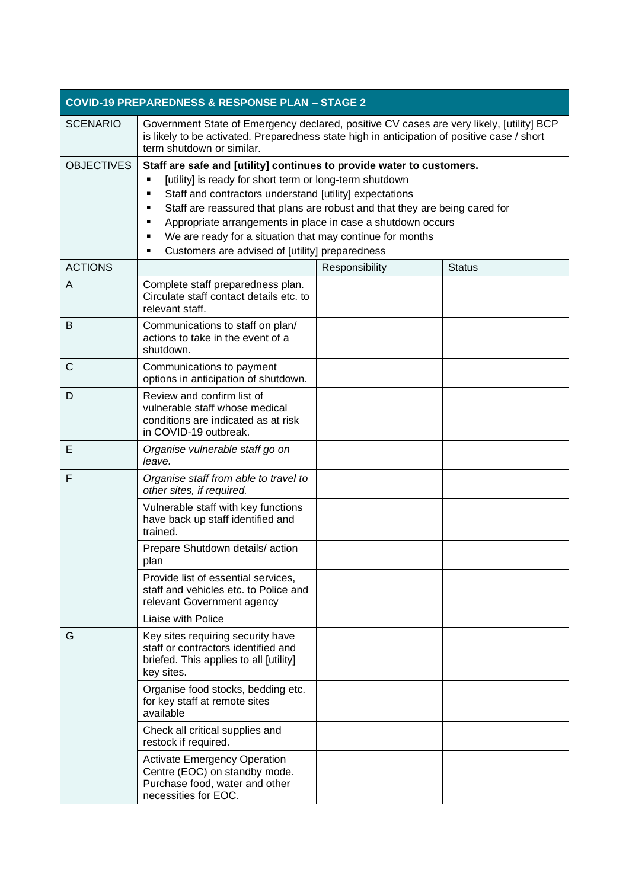| COVID-19 PREPAREDNESS & RESPONSE PLAN – STAGE 2 | | | |
|---|---|---|---|
| SCENARIO | Government State of Emergency declared, positive CV cases are very likely, [utility] BCP is likely to be activated. Preparedness state high in anticipation of positive case / short term shutdown or similar. | | |
| OBJECTIVES | **Staff are safe and [utility] continues to provide water to customers.**<br>▪ [utility] is ready for short term or long-term shutdown<br>▪ Staff and contractors understand [utility] expectations<br>▪ Staff are reassured that plans are robust and that they are being cared for<br>▪ Appropriate arrangements in place in case a shutdown occurs<br>▪ We are ready for a situation that may continue for months<br>▪ Customers are advised of [utility] preparedness | | |
| ACTIONS | | Responsibility | Status |
| A | Complete staff preparedness plan. Circulate staff contact details etc. to relevant staff. | | |
| B | Communications to staff on plan/ actions to take in the event of a shutdown. | | |
| C | Communications to payment options in anticipation of shutdown. | | |
| D | Review and confirm list of vulnerable staff whose medical conditions are indicated as at risk in COVID-19 outbreak. | | |
| E | *Organise vulnerable staff go on leave.* | | |
| F | *Organise staff from able to travel to other sites, if required.* | | |
| | Vulnerable staff with key functions have back up staff identified and trained. | | |
| | Prepare Shutdown details/ action plan | | |
| | Provide list of essential services, staff and vehicles etc. to Police and relevant Government agency | | |
| | Liaise with Police | | |
| G | Key sites requiring security have staff or contractors identified and briefed. This applies to all [utility] key sites. | | |
| | Organise food stocks, bedding etc. for key staff at remote sites available | | |
| | Check all critical supplies and restock if required. | | |
| | Activate Emergency Operation Centre (EOC) on standby mode. Purchase food, water and other necessities for EOC. | | |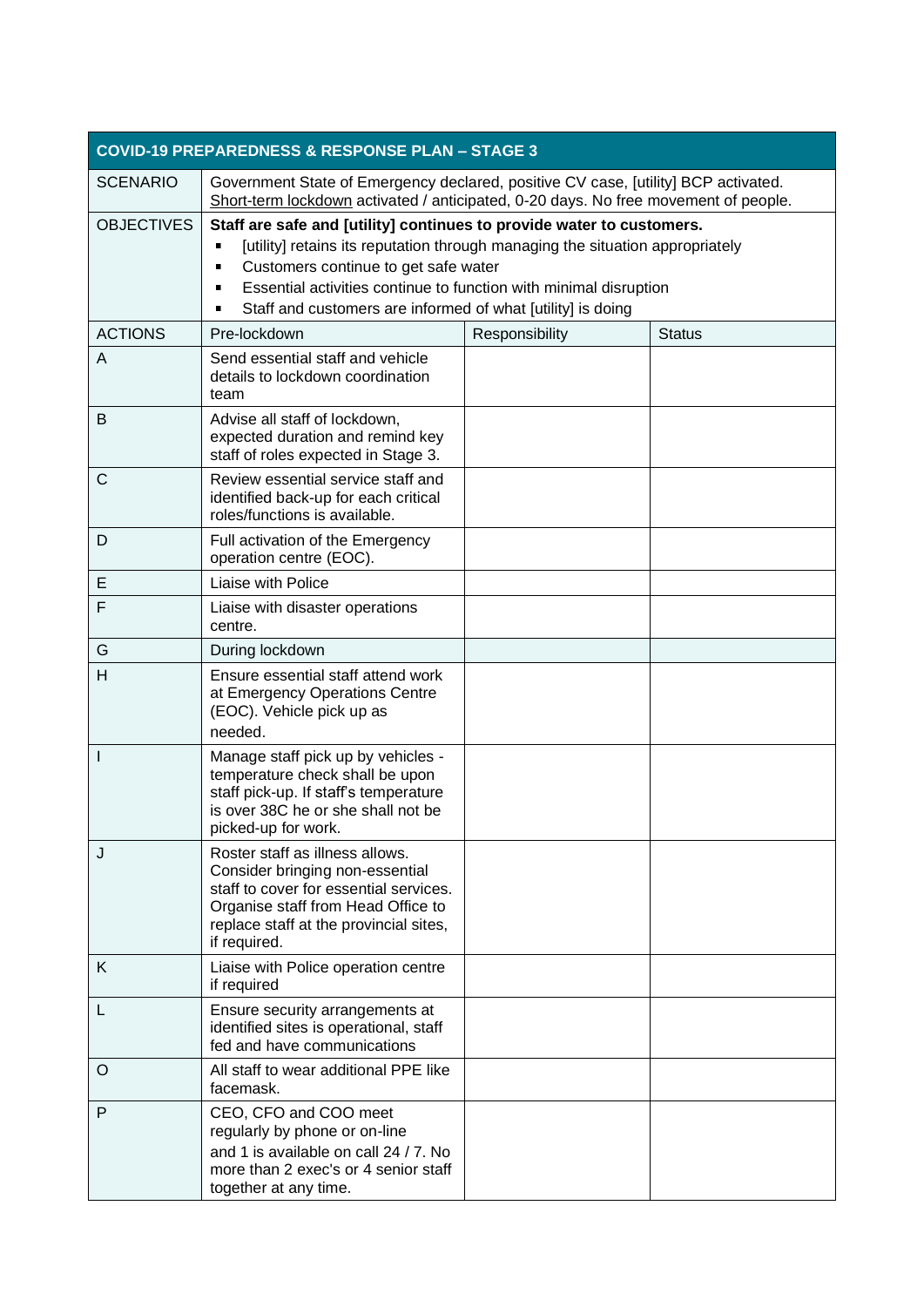| COVID-19 PREPAREDNESS & RESPONSE PLAN – STAGE 3 | | | |
|---|---|---|---|
| SCENARIO | Government State of Emergency declared, positive CV case, [utility] BCP activated. Short-term lockdown activated / anticipated, 0-20 days. No free movement of people. | | |
| OBJECTIVES | **Staff are safe and [utility] continues to provide water to customers.**<br>▪ [utility] retains its reputation through managing the situation appropriately<br>▪ Customers continue to get safe water<br>▪ Essential activities continue to function with minimal disruption<br>▪ Staff and customers are informed of what [utility] is doing | | |
| ACTIONS | Pre-lockdown | Responsibility | Status |
| A | Send essential staff and vehicle details to lockdown coordination team | | |
| B | Advise all staff of lockdown, expected duration and remind key staff of roles expected in Stage 3. | | |
| C | Review essential service staff and identified back-up for each critical roles/functions is available. | | |
| D | Full activation of the Emergency operation centre (EOC). | | |
| E | Liaise with Police | | |
| F | Liaise with disaster operations centre. | | |
| G | During lockdown | | |
| H | Ensure essential staff attend work at Emergency Operations Centre (EOC). Vehicle pick up as needed. | | |
| I | Manage staff pick up by vehicles - temperature check shall be upon staff pick-up. If staff's temperature is over 38C he or she shall not be picked-up for work. | | |
| J | Roster staff as illness allows. Consider bringing non-essential staff to cover for essential services. Organise staff from Head Office to replace staff at the provincial sites, if required. | | |
| K | Liaise with Police operation centre if required | | |
| L | Ensure security arrangements at identified sites is operational, staff fed and have communications | | |
| O | All staff to wear additional PPE like facemask. | | |
| P | CEO, CFO and COO meet regularly by phone or on-line and 1 is available on call 24 / 7. No more than 2 exec's or 4 senior staff together at any time. | | |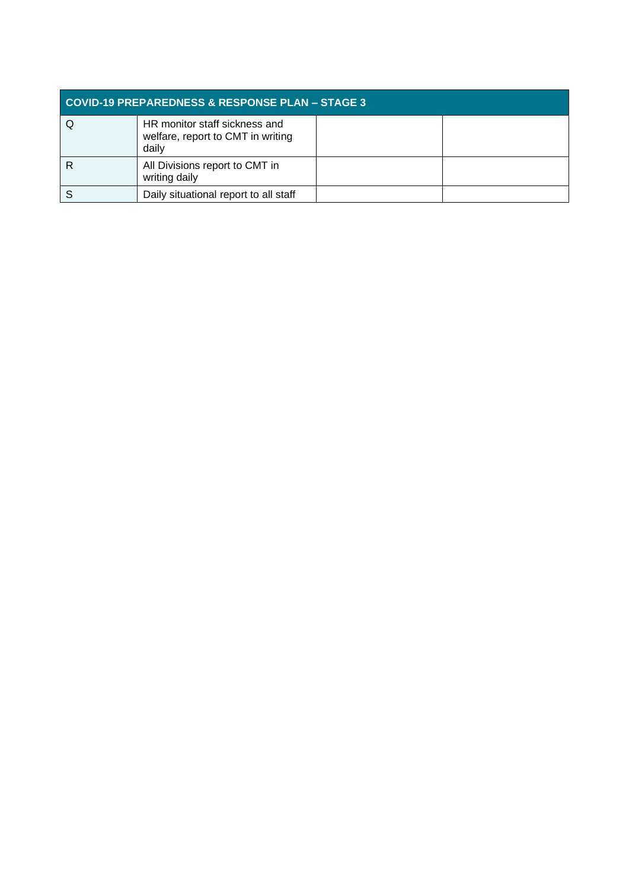| COVID-19 PREPAREDNESS & RESPONSE PLAN – STAGE 3 | | | |
|---|---|---|---|
| Q | HR monitor staff sickness and welfare, report to CMT in writing daily | | |
| R | All Divisions report to CMT in writing daily | | |
| S | Daily situational report to all staff | | |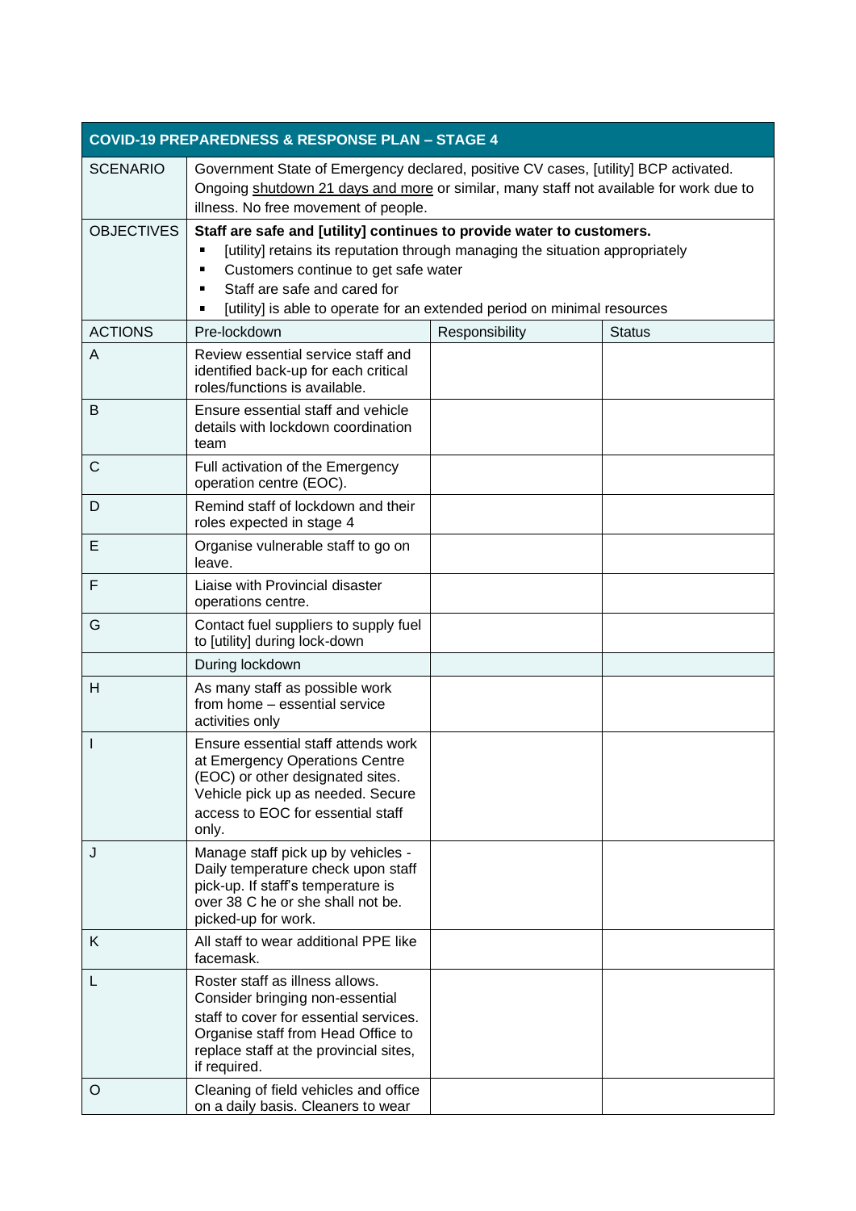| COVID-19 PREPAREDNESS & RESPONSE PLAN – STAGE 4 | | | |
|---|---|---|---|
| SCENARIO | Government State of Emergency declared, positive CV cases, [utility] BCP activated. Ongoing shutdown 21 days and more or similar, many staff not available for work due to illness. No free movement of people. | | |
| OBJECTIVES | **Staff are safe and [utility] continues to provide water to customers.**<br>▪ [utility] retains its reputation through managing the situation appropriately<br>▪ Customers continue to get safe water<br>▪ Staff are safe and cared for<br>▪ [utility] is able to operate for an extended period on minimal resources | | |
| ACTIONS | Pre-lockdown | Responsibility | Status |
| A | Review essential service staff and identified back-up for each critical roles/functions is available. | | |
| B | Ensure essential staff and vehicle details with lockdown coordination team | | |
| C | Full activation of the Emergency operation centre (EOC). | | |
| D | Remind staff of lockdown and their roles expected in stage 4 | | |
| E | Organise vulnerable staff to go on leave. | | |
| F | Liaise with Provincial disaster operations centre. | | |
| G | Contact fuel suppliers to supply fuel to [utility] during lock-down | | |
| | During lockdown | | |
| H | As many staff as possible work from home – essential service activities only | | |
| I | Ensure essential staff attends work at Emergency Operations Centre (EOC) or other designated sites. Vehicle pick up as needed. Secure access to EOC for essential staff only. | | |
| J | Manage staff pick up by vehicles - Daily temperature check upon staff pick-up. If staff's temperature is over 38 C he or she shall not be. picked-up for work. | | |
| K | All staff to wear additional PPE like facemask. | | |
| L | Roster staff as illness allows. Consider bringing non-essential staff to cover for essential services. Organise staff from Head Office to replace staff at the provincial sites, if required. | | |
| O | Cleaning of field vehicles and office on a daily basis. Cleaners to wear | | |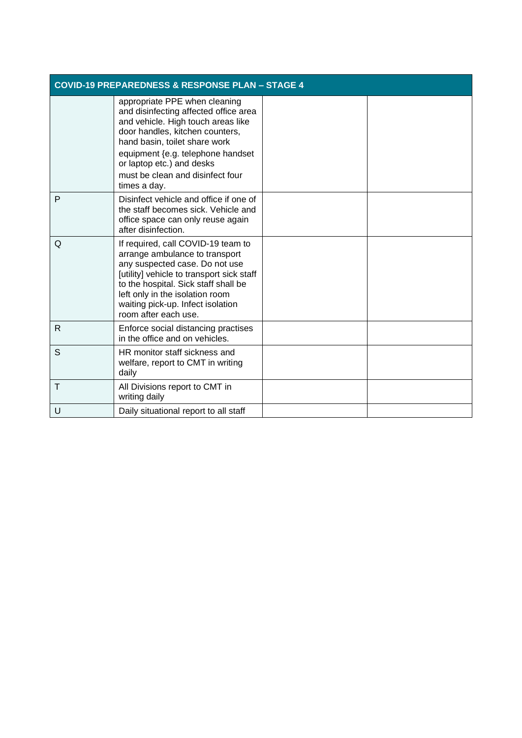| COVID-19 PREPAREDNESS & RESPONSE PLAN – STAGE 4 | | | |
|---|---|---|---|
| | appropriate PPE when cleaning and disinfecting affected office area and vehicle. High touch areas like door handles, kitchen counters, hand basin, toilet share work equipment {e.g. telephone handset or laptop etc.) and desks must be clean and disinfect four times a day. | | |
| P | Disinfect vehicle and office if one of the staff becomes sick. Vehicle and office space can only reuse again after disinfection. | | |
| Q | If required, call COVID-19 team to arrange ambulance to transport any suspected case. Do not use [utility] vehicle to transport sick staff to the hospital. Sick staff shall be left only in the isolation room waiting pick-up. Infect isolation room after each use. | | |
| R | Enforce social distancing practises in the office and on vehicles. | | |
| S | HR monitor staff sickness and welfare, report to CMT in writing daily | | |
| T | All Divisions report to CMT in writing daily | | |
| U | Daily situational report to all staff | | |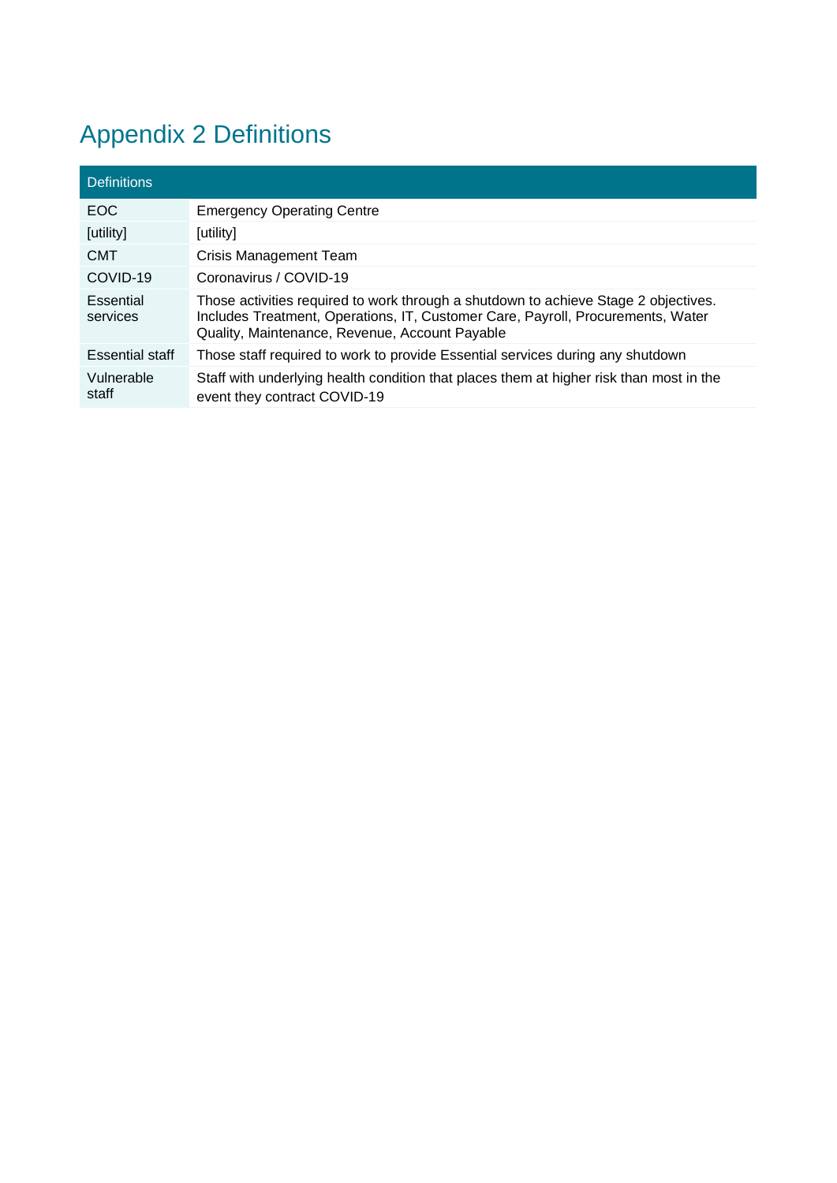# Appendix 2 Definitions

| Definitions | |
|---|---|
| EOC | Emergency Operating Centre |
| [utility] | [utility] |
| CMT | Crisis Management Team |
| COVID-19 | Coronavirus / COVID-19 |
| Essential services | Those activities required to work through a shutdown to achieve Stage 2 objectives. Includes Treatment, Operations, IT, Customer Care, Payroll, Procurements, Water Quality, Maintenance, Revenue, Account Payable |
| Essential staff | Those staff required to work to provide Essential services during any shutdown |
| Vulnerable staff | Staff with underlying health condition that places them at higher risk than most in the event they contract COVID-19 |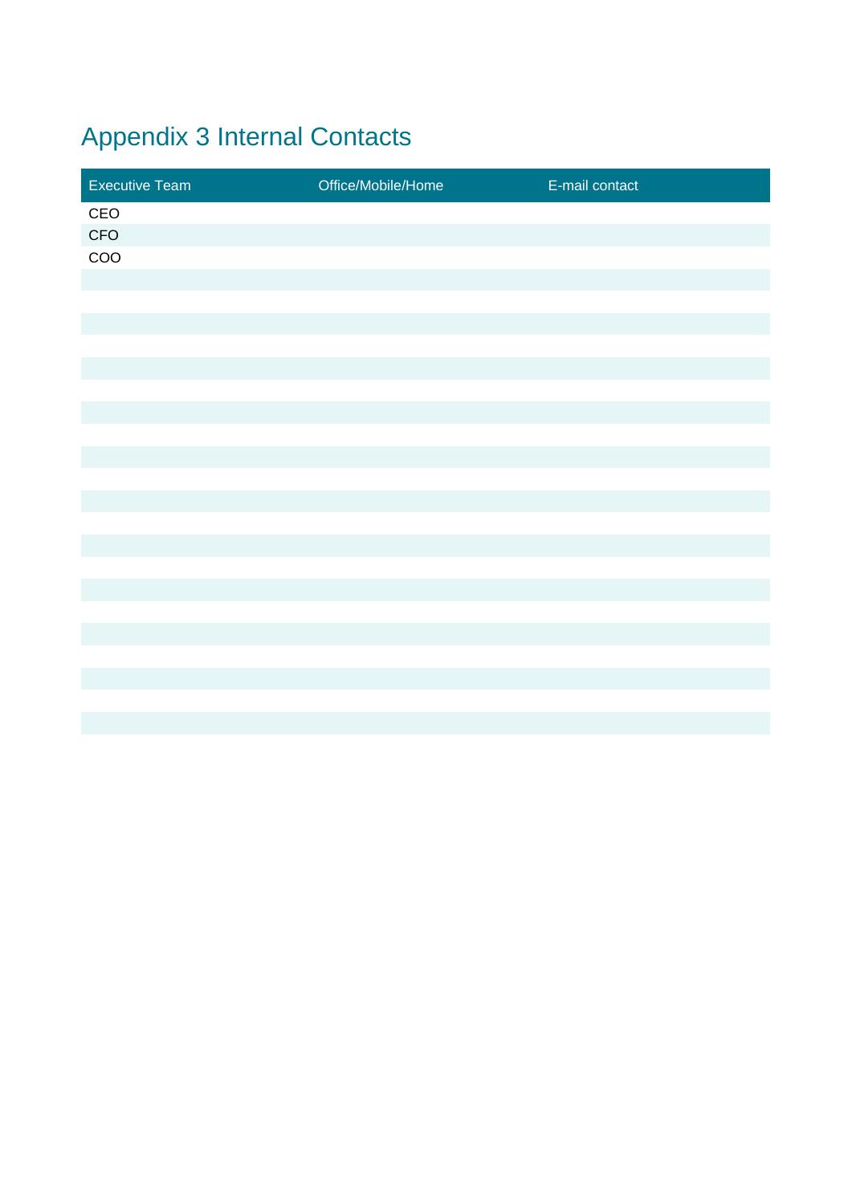# Appendix 3 Internal Contacts

| Executive Team | Office/Mobile/Home | E-mail contact |
|---|---|---|
| CEO | | |
| CFO | | |
| COO | | |
| | | |
| | | |
| | | |
| | | |
| | | |
| | | |
| | | |
| | | |
| | | |
| | | |
| | | |
| | | |
| | | |
| | | |
| | | |
| | | |
| | | |
| | | |
| | | |
| | | |
| | | |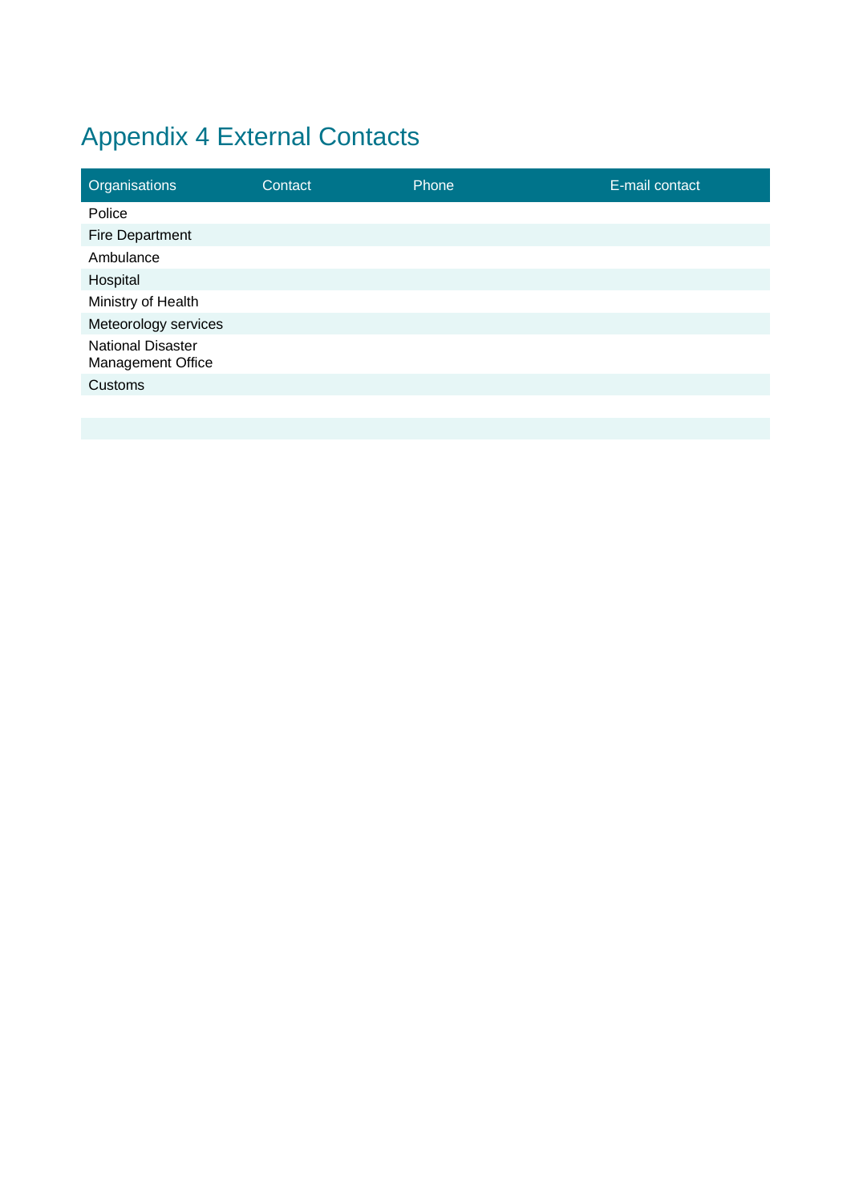# Appendix 4 External Contacts

| Organisations | Contact | Phone | E-mail contact |
|---|---|---|---|
| Police | | | |
| Fire Department | | | |
| Ambulance | | | |
| Hospital | | | |
| Ministry of Health | | | |
| Meteorology services | | | |
| National Disaster Management Office | | | |
| Customs | | | |
| | | | |
| | | | |